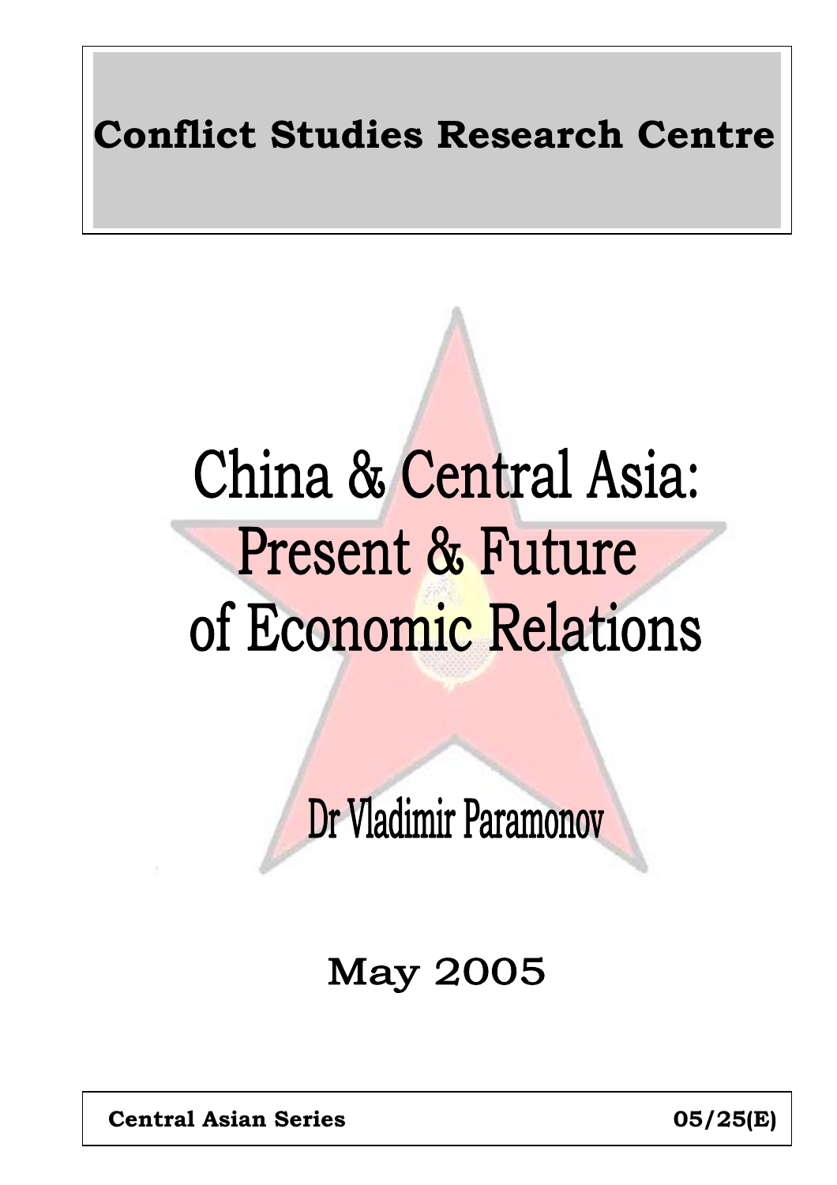**Conflict Studies Research Centre**

# China & Central Asia: Present & Future of Economic Relations

## Dr Vladimir Paramonov

May 2005

**Central Asian Series** **05/25(E)**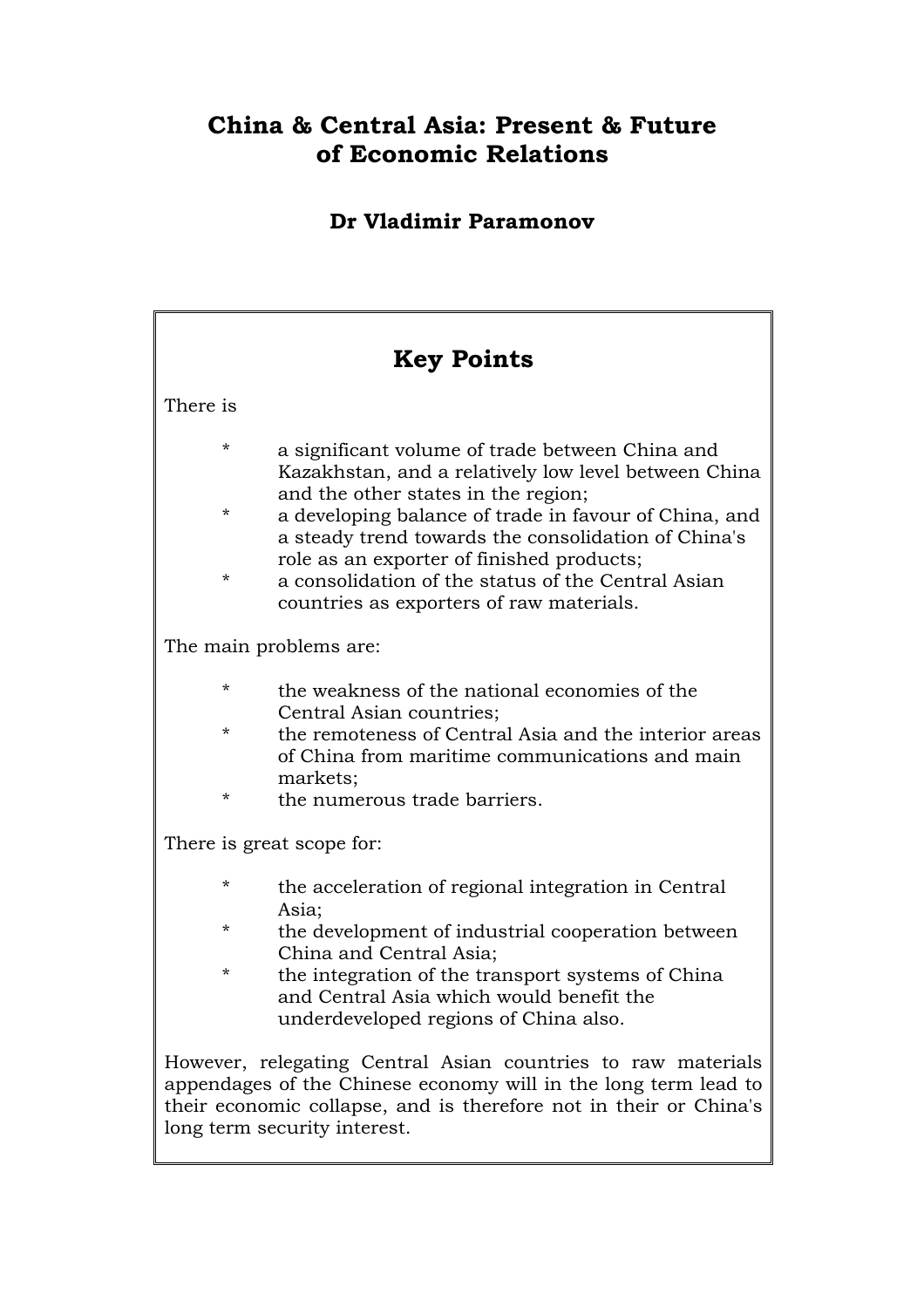# China & Central Asia: Present & Future of Economic Relations

### Dr Vladimir Paramonov

## Key Points

There is

- a significant volume of trade between China and Kazakhstan, and a relatively low level between China and the other states in the region;
- a developing balance of trade in favour of China, and a steady trend towards the consolidation of China's role as an exporter of finished products;
- a consolidation of the status of the Central Asian countries as exporters of raw materials.

The main problems are:

- the weakness of the national economies of the Central Asian countries;
- the remoteness of Central Asia and the interior areas of China from maritime communications and main markets;
- the numerous trade barriers.

There is great scope for:

- the acceleration of regional integration in Central Asia;
- the development of industrial cooperation between China and Central Asia;
- the integration of the transport systems of China and Central Asia which would benefit the underdeveloped regions of China also.

However, relegating Central Asian countries to raw materials appendages of the Chinese economy will in the long term lead to their economic collapse, and is therefore not in their or China's long term security interest.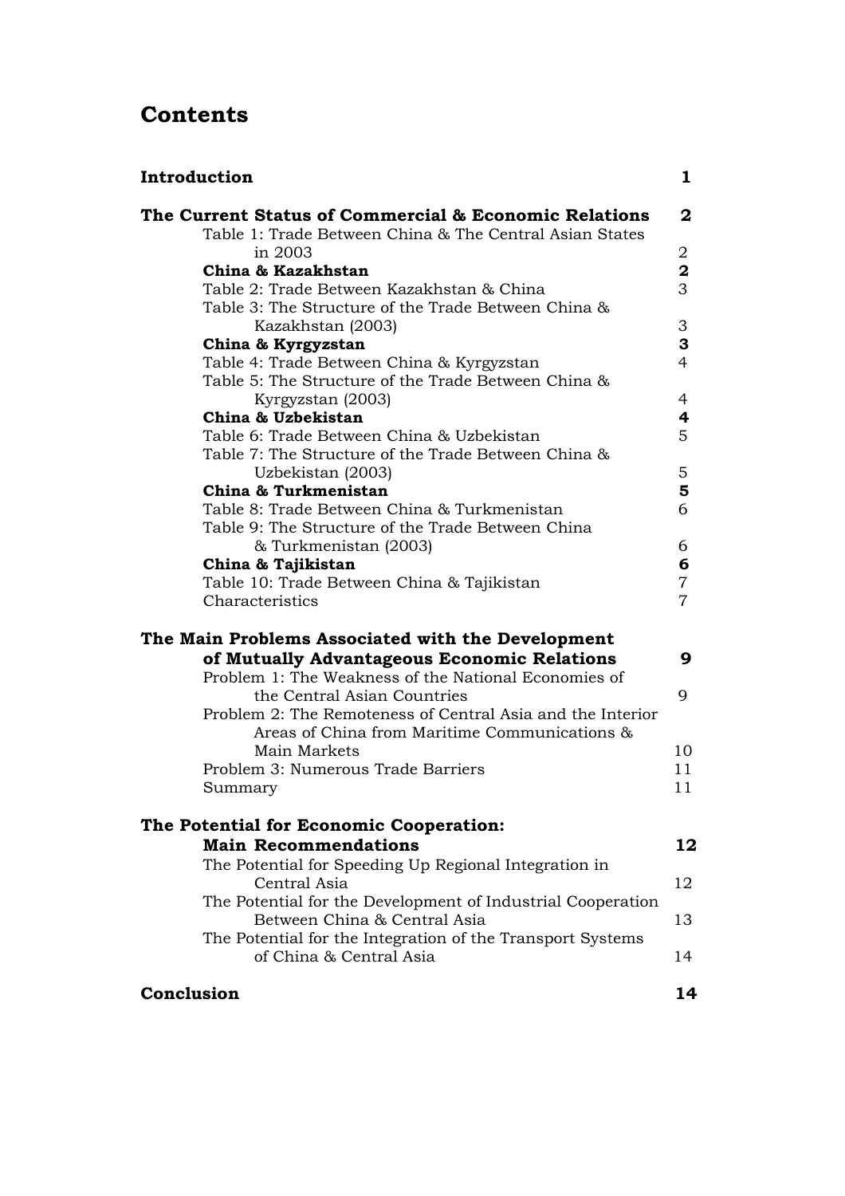# Contents

**Introduction** **1**

**The Current Status of Commercial & Economic Relations** **2**

- Table 1: Trade Between China & The Central Asian States in 2003 — 2
- **China & Kazakhstan** — **2**
- Table 2: Trade Between Kazakhstan & China — 3
- Table 3: The Structure of the Trade Between China & Kazakhstan (2003) — 3
- **China & Kyrgyzstan** — **3**
- Table 4: Trade Between China & Kyrgyzstan — 4
- Table 5: The Structure of the Trade Between China & Kyrgyzstan (2003) — 4
- **China & Uzbekistan** — **4**
- Table 6: Trade Between China & Uzbekistan — 5
- Table 7: The Structure of the Trade Between China & Uzbekistan (2003) — 5
- **China & Turkmenistan** — **5**
- Table 8: Trade Between China & Turkmenistan — 6
- Table 9: The Structure of the Trade Between China & Turkmenistan (2003) — 6
- **China & Tajikistan** — **6**
- Table 10: Trade Between China & Tajikistan — 7
- Characteristics — 7

**The Main Problems Associated with the Development of Mutually Advantageous Economic Relations** **9**

- Problem 1: The Weakness of the National Economies of the Central Asian Countries — 9
- Problem 2: The Remoteness of Central Asia and the Interior Areas of China from Maritime Communications & Main Markets — 10
- Problem 3: Numerous Trade Barriers — 11
- Summary — 11

**The Potential for Economic Cooperation: Main Recommendations** **12**

- The Potential for Speeding Up Regional Integration in Central Asia — 12
- The Potential for the Development of Industrial Cooperation Between China & Central Asia — 13
- The Potential for the Integration of the Transport Systems of China & Central Asia — 14

**Conclusion** **14**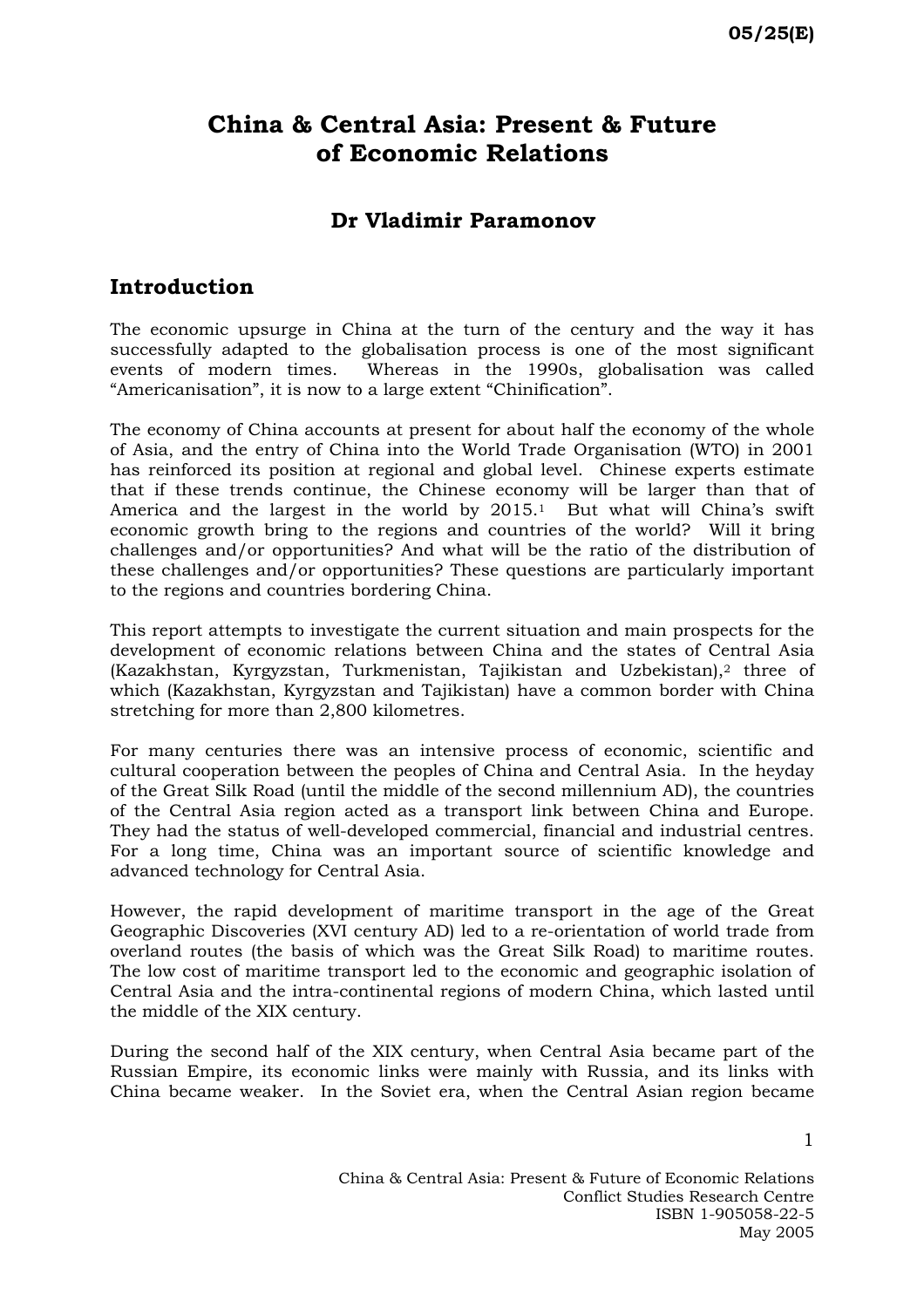# China & Central Asia: Present & Future of Economic Relations

## Dr Vladimir Paramonov

## Introduction

The economic upsurge in China at the turn of the century and the way it has successfully adapted to the globalisation process is one of the most significant events of modern times. Whereas in the 1990s, globalisation was called "Americanisation", it is now to a large extent "Chinification".

The economy of China accounts at present for about half the economy of the whole of Asia, and the entry of China into the World Trade Organisation (WTO) in 2001 has reinforced its position at regional and global level. Chinese experts estimate that if these trends continue, the Chinese economy will be larger than that of America and the largest in the world by 2015.[1] But what will China's swift economic growth bring to the regions and countries of the world? Will it bring challenges and/or opportunities? And what will be the ratio of the distribution of these challenges and/or opportunities? These questions are particularly important to the regions and countries bordering China.

This report attempts to investigate the current situation and main prospects for the development of economic relations between China and the states of Central Asia (Kazakhstan, Kyrgyzstan, Turkmenistan, Tajikistan and Uzbekistan),[2] three of which (Kazakhstan, Kyrgyzstan and Tajikistan) have a common border with China stretching for more than 2,800 kilometres.

For many centuries there was an intensive process of economic, scientific and cultural cooperation between the peoples of China and Central Asia. In the heyday of the Great Silk Road (until the middle of the second millennium AD), the countries of the Central Asia region acted as a transport link between China and Europe. They had the status of well-developed commercial, financial and industrial centres. For a long time, China was an important source of scientific knowledge and advanced technology for Central Asia.

However, the rapid development of maritime transport in the age of the Great Geographic Discoveries (XVI century AD) led to a re-orientation of world trade from overland routes (the basis of which was the Great Silk Road) to maritime routes. The low cost of maritime transport led to the economic and geographic isolation of Central Asia and the intra-continental regions of modern China, which lasted until the middle of the XIX century.

During the second half of the XIX century, when Central Asia became part of the Russian Empire, its economic links were mainly with Russia, and its links with China became weaker. In the Soviet era, when the Central Asian region became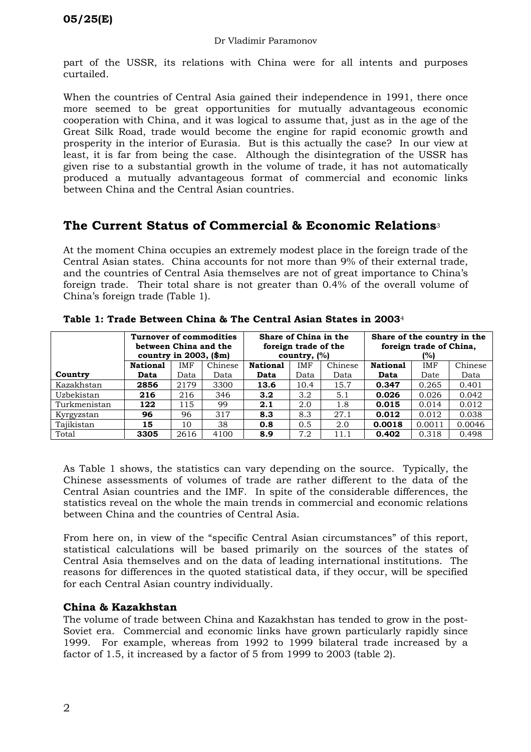part of the USSR, its relations with China were for all intents and purposes curtailed.

When the countries of Central Asia gained their independence in 1991, there once more seemed to be great opportunities for mutually advantageous economic cooperation with China, and it was logical to assume that, just as in the age of the Great Silk Road, trade would become the engine for rapid economic growth and prosperity in the interior of Eurasia. But is this actually the case? In our view at least, it is far from being the case. Although the disintegration of the USSR has given rise to a substantial growth in the volume of trade, it has not automatically produced a mutually advantageous format of commercial and economic links between China and the Central Asian countries.

## The Current Status of Commercial & Economic Relations[3]

At the moment China occupies an extremely modest place in the foreign trade of the Central Asian states. China accounts for not more than 9% of their external trade, and the countries of Central Asia themselves are not of great importance to China's foreign trade. Their total share is not greater than 0.4% of the overall volume of China's foreign trade (Table 1).

**Table 1: Trade Between China & The Central Asian States in 2003**[4]

| | **Turnover of commodities between China and the country in 2003, ($m)** | | | **Share of China in the foreign trade of the country, (%)** | | | **Share of the country in the foreign trade of China, (%)** | | |
|---|---|---|---|---|---|---|---|---|---|
| **Country** | **National Data** | IMF Data | Chinese Data | **National Data** | IMF Data | Chinese Data | **National Data** | IMF Date | Chinese Data |
| Kazakhstan | **2856** | 2179 | 3300 | **13.6** | 10.4 | 15.7 | **0.347** | 0.265 | 0.401 |
| Uzbekistan | **216** | 216 | 346 | **3.2** | 3.2 | 5.1 | **0.026** | 0.026 | 0.042 |
| Turkmenistan | **122** | 115 | 99 | **2.1** | 2.0 | 1.8 | **0.015** | 0.014 | 0.012 |
| Kyrgyzstan | **96** | 96 | 317 | **8.3** | 8.3 | 27.1 | **0.012** | 0.012 | 0.038 |
| Tajikistan | **15** | 10 | 38 | **0.8** | 0.5 | 2.0 | **0.0018** | 0.0011 | 0.0046 |
| Total | **3305** | 2616 | 4100 | **8.9** | 7.2 | 11.1 | **0.402** | 0.318 | 0.498 |

As Table 1 shows, the statistics can vary depending on the source. Typically, the Chinese assessments of volumes of trade are rather different to the data of the Central Asian countries and the IMF. In spite of the considerable differences, the statistics reveal on the whole the main trends in commercial and economic relations between China and the countries of Central Asia.

From here on, in view of the "specific Central Asian circumstances" of this report, statistical calculations will be based primarily on the sources of the states of Central Asia themselves and on the data of leading international institutions. The reasons for differences in the quoted statistical data, if they occur, will be specified for each Central Asian country individually.

### China & Kazakhstan

The volume of trade between China and Kazakhstan has tended to grow in the post-Soviet era. Commercial and economic links have grown particularly rapidly since 1999. For example, whereas from 1992 to 1999 bilateral trade increased by a factor of 1.5, it increased by a factor of 5 from 1999 to 2003 (table 2).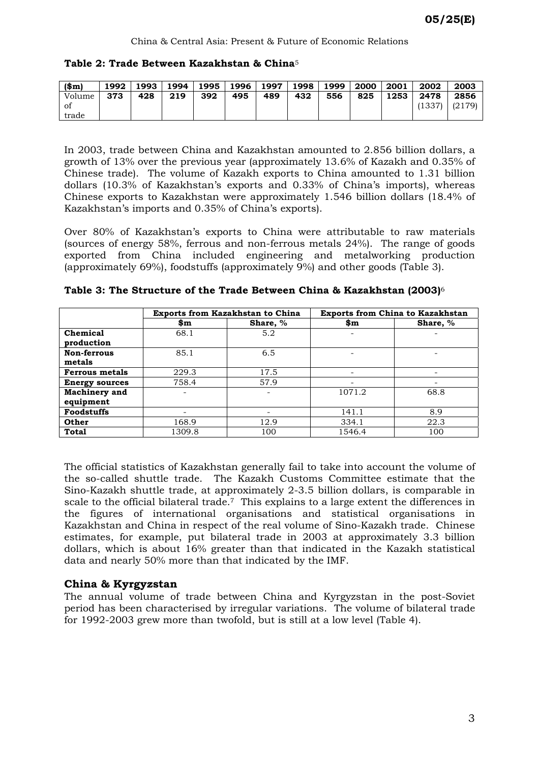**Table 2: Trade Between Kazakhstan & China**[5]

| ($m) | 1992 | 1993 | 1994 | 1995 | 1996 | 1997 | 1998 | 1999 | 2000 | 2001 | 2002 | 2003 |
|---|---|---|---|---|---|---|---|---|---|---|---|---|
| Volume of trade | 373 | 428 | 219 | 392 | 495 | 489 | 432 | 556 | 825 | 1253 | 2478 (1337) | 2856 (2179) |

In 2003, trade between China and Kazakhstan amounted to 2.856 billion dollars, a growth of 13% over the previous year (approximately 13.6% of Kazakh and 0.35% of Chinese trade). The volume of Kazakh exports to China amounted to 1.31 billion dollars (10.3% of Kazakhstan's exports and 0.33% of China's imports), whereas Chinese exports to Kazakhstan were approximately 1.546 billion dollars (18.4% of Kazakhstan's imports and 0.35% of China's exports).

Over 80% of Kazakhstan's exports to China were attributable to raw materials (sources of energy 58%, ferrous and non-ferrous metals 24%). The range of goods exported from China included engineering and metalworking production (approximately 69%), foodstuffs (approximately 9%) and other goods (Table 3).

**Table 3: The Structure of the Trade Between China & Kazakhstan (2003)**[6]

| | Exports from Kazakhstan to China | | Exports from China to Kazakhstan | |
|---|---|---|---|---|
| | **$m** | **Share, %** | **$m** | **Share, %** |
| **Chemical production** | 68.1 | 5.2 | - | - |
| **Non-ferrous metals** | 85.1 | 6.5 | - | - |
| **Ferrous metals** | 229.3 | 17.5 | - | - |
| **Energy sources** | 758.4 | 57.9 | - | - |
| **Machinery and equipment** | - | - | 1071.2 | 68.8 |
| **Foodstuffs** | - | - | 141.1 | 8.9 |
| **Other** | 168.9 | 12.9 | 334.1 | 22.3 |
| **Total** | 1309.8 | 100 | 1546.4 | 100 |

The official statistics of Kazakhstan generally fail to take into account the volume of the so-called shuttle trade. The Kazakh Customs Committee estimate that the Sino-Kazakh shuttle trade, at approximately 2-3.5 billion dollars, is comparable in scale to the official bilateral trade.[7] This explains to a large extent the differences in the figures of international organisations and statistical organisations in Kazakhstan and China in respect of the real volume of Sino-Kazakh trade. Chinese estimates, for example, put bilateral trade in 2003 at approximately 3.3 billion dollars, which is about 16% greater than that indicated in the Kazakh statistical data and nearly 50% more than that indicated by the IMF.

## China & Kyrgyzstan

The annual volume of trade between China and Kyrgyzstan in the post-Soviet period has been characterised by irregular variations. The volume of bilateral trade for 1992-2003 grew more than twofold, but is still at a low level (Table 4).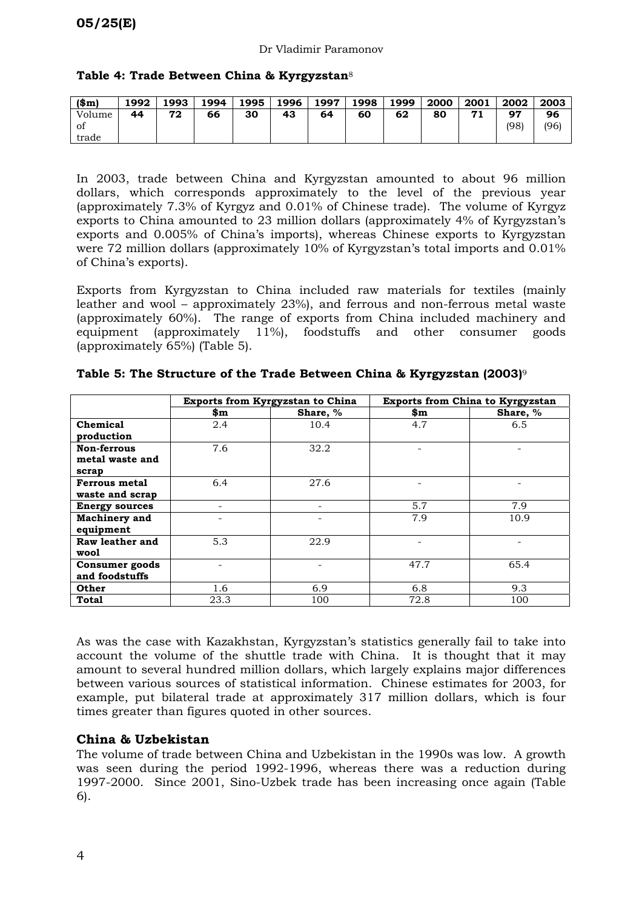**Table 4: Trade Between China & Kyrgyzstan**[8]

| ($m) | 1992 | 1993 | 1994 | 1995 | 1996 | 1997 | 1998 | 1999 | 2000 | 2001 | 2002 | 2003 |
|---|---|---|---|---|---|---|---|---|---|---|---|---|
| Volume of trade | **44** | **72** | **66** | **30** | **43** | **64** | **60** | **62** | **80** | **71** | **97** (98) | **96** (96) |

In 2003, trade between China and Kyrgyzstan amounted to about 96 million dollars, which corresponds approximately to the level of the previous year (approximately 7.3% of Kyrgyz and 0.01% of Chinese trade). The volume of Kyrgyz exports to China amounted to 23 million dollars (approximately 4% of Kyrgyzstan's exports and 0.005% of China's imports), whereas Chinese exports to Kyrgyzstan were 72 million dollars (approximately 10% of Kyrgyzstan's total imports and 0.01% of China's exports).

Exports from Kyrgyzstan to China included raw materials for textiles (mainly leather and wool – approximately 23%), and ferrous and non-ferrous metal waste (approximately 60%). The range of exports from China included machinery and equipment (approximately 11%), foodstuffs and other consumer goods (approximately 65%) (Table 5).

**Table 5: The Structure of the Trade Between China & Kyrgyzstan (2003)**[9]

| | Exports from Kyrgyzstan to China | | Exports from China to Kyrgyzstan | |
|---|---|---|---|---|
| | $m | Share, % | $m | Share, % |
| **Chemical production** | 2.4 | 10.4 | 4.7 | 6.5 |
| **Non-ferrous metal waste and scrap** | 7.6 | 32.2 | - | - |
| **Ferrous metal waste and scrap** | 6.4 | 27.6 | - | - |
| **Energy sources** | - | - | 5.7 | 7.9 |
| **Machinery and equipment** | - | - | 7.9 | 10.9 |
| **Raw leather and wool** | 5.3 | 22.9 | - | - |
| **Consumer goods and foodstuffs** | - | - | 47.7 | 65.4 |
| **Other** | 1.6 | 6.9 | 6.8 | 9.3 |
| **Total** | 23.3 | 100 | 72.8 | 100 |

As was the case with Kazakhstan, Kyrgyzstan's statistics generally fail to take into account the volume of the shuttle trade with China. It is thought that it may amount to several hundred million dollars, which largely explains major differences between various sources of statistical information. Chinese estimates for 2003, for example, put bilateral trade at approximately 317 million dollars, which is four times greater than figures quoted in other sources.

## China & Uzbekistan

The volume of trade between China and Uzbekistan in the 1990s was low. A growth was seen during the period 1992-1996, whereas there was a reduction during 1997-2000. Since 2001, Sino-Uzbek trade has been increasing once again (Table 6).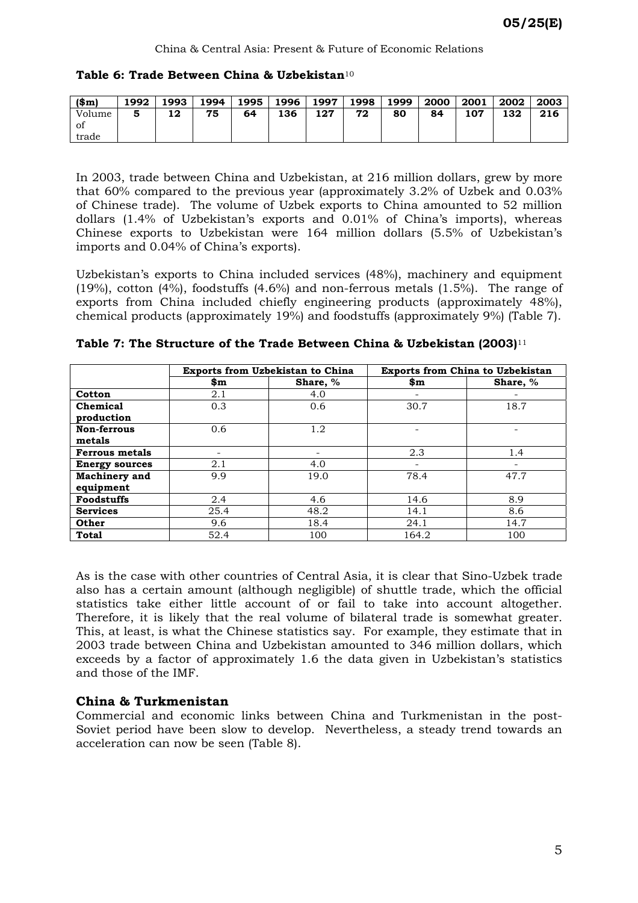**Table 6: Trade Between China & Uzbekistan**[10]

| ($m) | 1992 | 1993 | 1994 | 1995 | 1996 | 1997 | 1998 | 1999 | 2000 | 2001 | 2002 | 2003 |
|---|---|---|---|---|---|---|---|---|---|---|---|---|
| Volume of trade | **5** | **12** | **75** | **64** | **136** | **127** | **72** | **80** | **84** | **107** | **132** | **216** |

In 2003, trade between China and Uzbekistan, at 216 million dollars, grew by more that 60% compared to the previous year (approximately 3.2% of Uzbek and 0.03% of Chinese trade). The volume of Uzbek exports to China amounted to 52 million dollars (1.4% of Uzbekistan's exports and 0.01% of China's imports), whereas Chinese exports to Uzbekistan were 164 million dollars (5.5% of Uzbekistan's imports and 0.04% of China's exports).

Uzbekistan's exports to China included services (48%), machinery and equipment (19%), cotton (4%), foodstuffs (4.6%) and non-ferrous metals (1.5%). The range of exports from China included chiefly engineering products (approximately 48%), chemical products (approximately 19%) and foodstuffs (approximately 9%) (Table 7).

**Table 7: The Structure of the Trade Between China & Uzbekistan (2003)**[11]

| | **Exports from Uzbekistan to China** | | **Exports from China to Uzbekistan** | |
|---|---|---|---|---|
| | **$m** | **Share, %** | **$m** | **Share, %** |
| **Cotton** | 2.1 | 4.0 | - | - |
| **Chemical production** | 0.3 | 0.6 | 30.7 | 18.7 |
| **Non-ferrous metals** | 0.6 | 1.2 | - | - |
| **Ferrous metals** | - | - | 2.3 | 1.4 |
| **Energy sources** | 2.1 | 4.0 | - | - |
| **Machinery and equipment** | 9.9 | 19.0 | 78.4 | 47.7 |
| **Foodstuffs** | 2.4 | 4.6 | 14.6 | 8.9 |
| **Services** | 25.4 | 48.2 | 14.1 | 8.6 |
| **Other** | 9.6 | 18.4 | 24.1 | 14.7 |
| **Total** | 52.4 | 100 | 164.2 | 100 |

As is the case with other countries of Central Asia, it is clear that Sino-Uzbek trade also has a certain amount (although negligible) of shuttle trade, which the official statistics take either little account of or fail to take into account altogether. Therefore, it is likely that the real volume of bilateral trade is somewhat greater. This, at least, is what the Chinese statistics say. For example, they estimate that in 2003 trade between China and Uzbekistan amounted to 346 million dollars, which exceeds by a factor of approximately 1.6 the data given in Uzbekistan's statistics and those of the IMF.

## China & Turkmenistan

Commercial and economic links between China and Turkmenistan in the post-Soviet period have been slow to develop. Nevertheless, a steady trend towards an acceleration can now be seen (Table 8).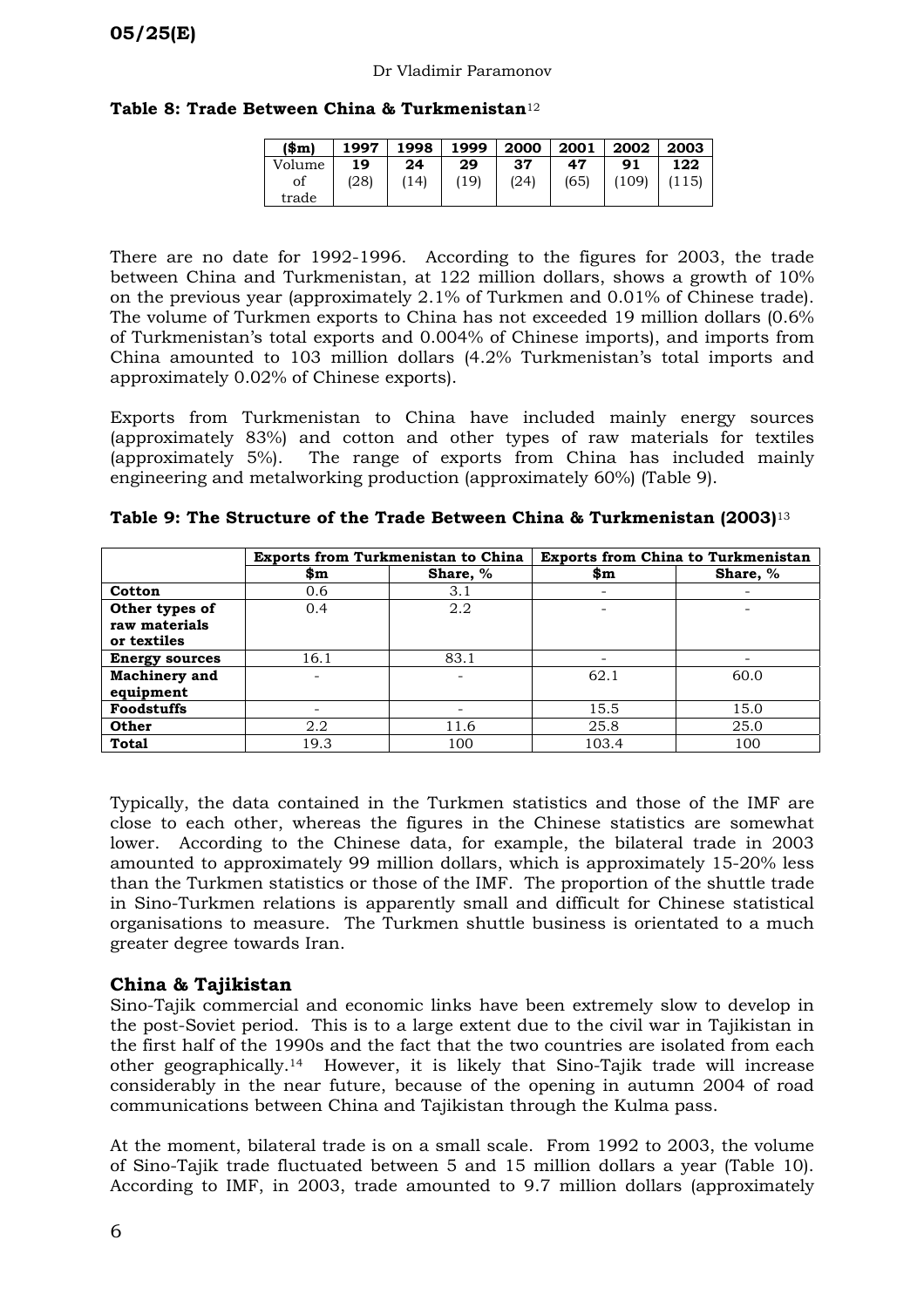**Table 8: Trade Between China & Turkmenistan**[12]

| ($m) | 1997 | 1998 | 1999 | 2000 | 2001 | 2002 | 2003 |
|---|---|---|---|---|---|---|---|
| Volume of trade | **19** (28) | **24** (14) | **29** (19) | **37** (24) | **47** (65) | **91** (109) | **122** (115) |

There are no date for 1992-1996. According to the figures for 2003, the trade between China and Turkmenistan, at 122 million dollars, shows a growth of 10% on the previous year (approximately 2.1% of Turkmen and 0.01% of Chinese trade). The volume of Turkmen exports to China has not exceeded 19 million dollars (0.6% of Turkmenistan's total exports and 0.004% of Chinese imports), and imports from China amounted to 103 million dollars (4.2% Turkmenistan's total imports and approximately 0.02% of Chinese exports).

Exports from Turkmenistan to China have included mainly energy sources (approximately 83%) and cotton and other types of raw materials for textiles (approximately 5%). The range of exports from China has included mainly engineering and metalworking production (approximately 60%) (Table 9).

**Table 9: The Structure of the Trade Between China & Turkmenistan (2003)**[13]

| | Exports from Turkmenistan to China | | Exports from China to Turkmenistan | |
|---|---|---|---|---|
| | $m | Share, % | $m | Share, % |
| **Cotton** | 0.6 | 3.1 | - | - |
| **Other types of raw materials or textiles** | 0.4 | 2.2 | - | - |
| **Energy sources** | 16.1 | 83.1 | - | - |
| **Machinery and equipment** | - | - | 62.1 | 60.0 |
| **Foodstuffs** | - | - | 15.5 | 15.0 |
| **Other** | 2.2 | 11.6 | 25.8 | 25.0 |
| **Total** | 19.3 | 100 | 103.4 | 100 |

Typically, the data contained in the Turkmen statistics and those of the IMF are close to each other, whereas the figures in the Chinese statistics are somewhat lower. According to the Chinese data, for example, the bilateral trade in 2003 amounted to approximately 99 million dollars, which is approximately 15-20% less than the Turkmen statistics or those of the IMF. The proportion of the shuttle trade in Sino-Turkmen relations is apparently small and difficult for Chinese statistical organisations to measure. The Turkmen shuttle business is orientated to a much greater degree towards Iran.

## China & Tajikistan

Sino-Tajik commercial and economic links have been extremely slow to develop in the post-Soviet period. This is to a large extent due to the civil war in Tajikistan in the first half of the 1990s and the fact that the two countries are isolated from each other geographically.[14] However, it is likely that Sino-Tajik trade will increase considerably in the near future, because of the opening in autumn 2004 of road communications between China and Tajikistan through the Kulma pass.

At the moment, bilateral trade is on a small scale. From 1992 to 2003, the volume of Sino-Tajik trade fluctuated between 5 and 15 million dollars a year (Table 10). According to IMF, in 2003, trade amounted to 9.7 million dollars (approximately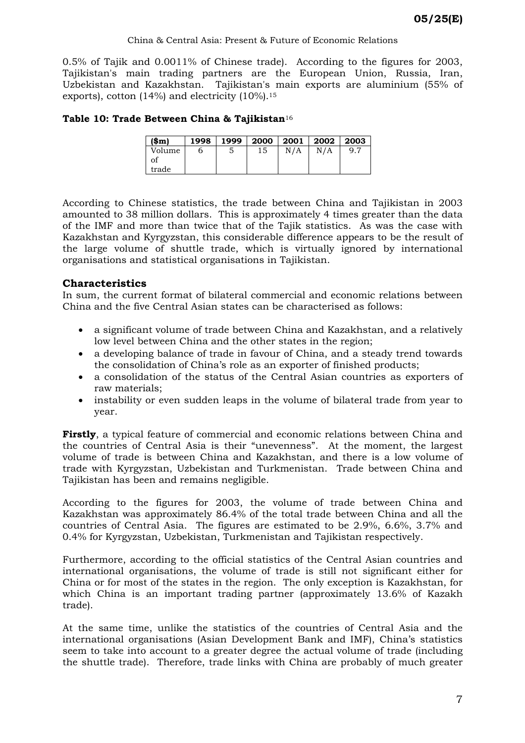0.5% of Tajik and 0.0011% of Chinese trade). According to the figures for 2003, Tajikistan's main trading partners are the European Union, Russia, Iran, Uzbekistan and Kazakhstan. Tajikistan's main exports are aluminium (55% of exports), cotton (14%) and electricity (10%).[15]

**Table 10: Trade Between China & Tajikistan**[16]

| ($m) | 1998 | 1999 | 2000 | 2001 | 2002 | 2003 |
|---|---|---|---|---|---|---|
| Volume of trade | 6 | 5 | 15 | N/A | N/A | 9.7 |

According to Chinese statistics, the trade between China and Tajikistan in 2003 amounted to 38 million dollars. This is approximately 4 times greater than the data of the IMF and more than twice that of the Tajik statistics. As was the case with Kazakhstan and Kyrgyzstan, this considerable difference appears to be the result of the large volume of shuttle trade, which is virtually ignored by international organisations and statistical organisations in Tajikistan.

## Characteristics

In sum, the current format of bilateral commercial and economic relations between China and the five Central Asian states can be characterised as follows:

- a significant volume of trade between China and Kazakhstan, and a relatively low level between China and the other states in the region;
- a developing balance of trade in favour of China, and a steady trend towards the consolidation of China's role as an exporter of finished products;
- a consolidation of the status of the Central Asian countries as exporters of raw materials;
- instability or even sudden leaps in the volume of bilateral trade from year to year.

**Firstly**, a typical feature of commercial and economic relations between China and the countries of Central Asia is their "unevenness". At the moment, the largest volume of trade is between China and Kazakhstan, and there is a low volume of trade with Kyrgyzstan, Uzbekistan and Turkmenistan. Trade between China and Tajikistan has been and remains negligible.

According to the figures for 2003, the volume of trade between China and Kazakhstan was approximately 86.4% of the total trade between China and all the countries of Central Asia. The figures are estimated to be 2.9%, 6.6%, 3.7% and 0.4% for Kyrgyzstan, Uzbekistan, Turkmenistan and Tajikistan respectively.

Furthermore, according to the official statistics of the Central Asian countries and international organisations, the volume of trade is still not significant either for China or for most of the states in the region. The only exception is Kazakhstan, for which China is an important trading partner (approximately 13.6% of Kazakh trade).

At the same time, unlike the statistics of the countries of Central Asia and the international organisations (Asian Development Bank and IMF), China's statistics seem to take into account to a greater degree the actual volume of trade (including the shuttle trade). Therefore, trade links with China are probably of much greater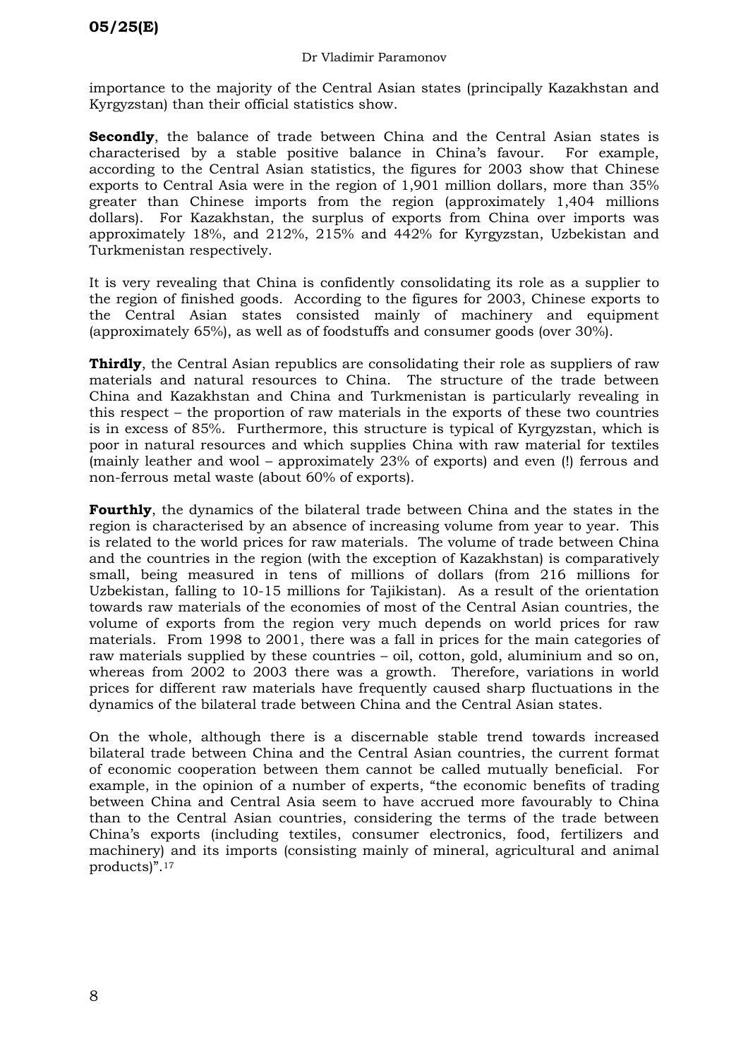importance to the majority of the Central Asian states (principally Kazakhstan and Kyrgyzstan) than their official statistics show.

**Secondly**, the balance of trade between China and the Central Asian states is characterised by a stable positive balance in China's favour. For example, according to the Central Asian statistics, the figures for 2003 show that Chinese exports to Central Asia were in the region of 1,901 million dollars, more than 35% greater than Chinese imports from the region (approximately 1,404 millions dollars). For Kazakhstan, the surplus of exports from China over imports was approximately 18%, and 212%, 215% and 442% for Kyrgyzstan, Uzbekistan and Turkmenistan respectively.

It is very revealing that China is confidently consolidating its role as a supplier to the region of finished goods. According to the figures for 2003, Chinese exports to the Central Asian states consisted mainly of machinery and equipment (approximately 65%), as well as of foodstuffs and consumer goods (over 30%).

**Thirdly**, the Central Asian republics are consolidating their role as suppliers of raw materials and natural resources to China. The structure of the trade between China and Kazakhstan and China and Turkmenistan is particularly revealing in this respect – the proportion of raw materials in the exports of these two countries is in excess of 85%. Furthermore, this structure is typical of Kyrgyzstan, which is poor in natural resources and which supplies China with raw material for textiles (mainly leather and wool – approximately 23% of exports) and even (!) ferrous and non-ferrous metal waste (about 60% of exports).

**Fourthly**, the dynamics of the bilateral trade between China and the states in the region is characterised by an absence of increasing volume from year to year. This is related to the world prices for raw materials. The volume of trade between China and the countries in the region (with the exception of Kazakhstan) is comparatively small, being measured in tens of millions of dollars (from 216 millions for Uzbekistan, falling to 10-15 millions for Tajikistan). As a result of the orientation towards raw materials of the economies of most of the Central Asian countries, the volume of exports from the region very much depends on world prices for raw materials. From 1998 to 2001, there was a fall in prices for the main categories of raw materials supplied by these countries – oil, cotton, gold, aluminium and so on, whereas from 2002 to 2003 there was a growth. Therefore, variations in world prices for different raw materials have frequently caused sharp fluctuations in the dynamics of the bilateral trade between China and the Central Asian states.

On the whole, although there is a discernable stable trend towards increased bilateral trade between China and the Central Asian countries, the current format of economic cooperation between them cannot be called mutually beneficial. For example, in the opinion of a number of experts, "the economic benefits of trading between China and Central Asia seem to have accrued more favourably to China than to the Central Asian countries, considering the terms of the trade between China's exports (including textiles, consumer electronics, food, fertilizers and machinery) and its imports (consisting mainly of mineral, agricultural and animal products)".[17]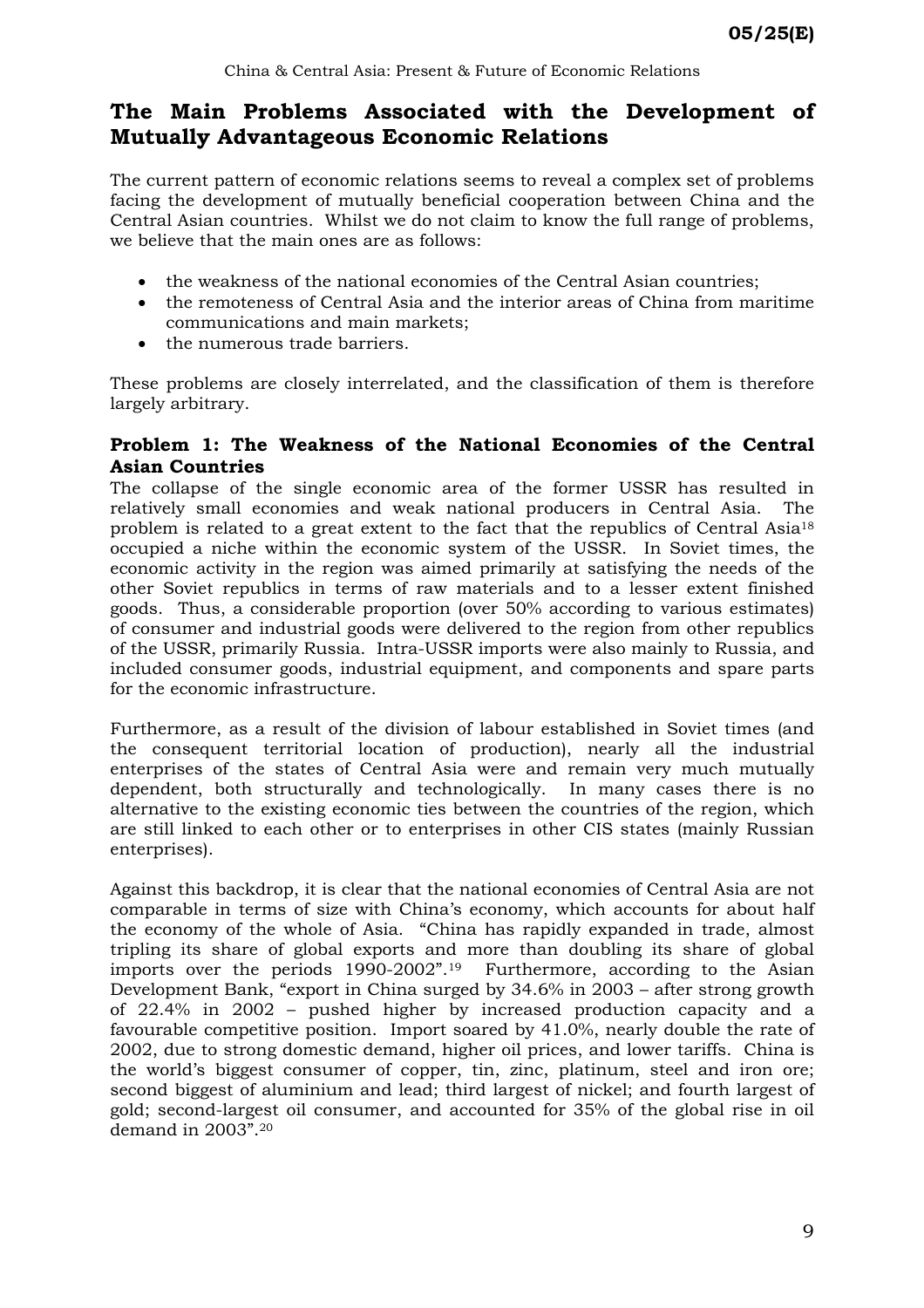## The Main Problems Associated with the Development of Mutually Advantageous Economic Relations

The current pattern of economic relations seems to reveal a complex set of problems facing the development of mutually beneficial cooperation between China and the Central Asian countries. Whilst we do not claim to know the full range of problems, we believe that the main ones are as follows:

- the weakness of the national economies of the Central Asian countries;
- the remoteness of Central Asia and the interior areas of China from maritime communications and main markets;
- the numerous trade barriers.

These problems are closely interrelated, and the classification of them is therefore largely arbitrary.

### Problem 1: The Weakness of the National Economies of the Central Asian Countries

The collapse of the single economic area of the former USSR has resulted in relatively small economies and weak national producers in Central Asia. The problem is related to a great extent to the fact that the republics of Central Asia[18] occupied a niche within the economic system of the USSR. In Soviet times, the economic activity in the region was aimed primarily at satisfying the needs of the other Soviet republics in terms of raw materials and to a lesser extent finished goods. Thus, a considerable proportion (over 50% according to various estimates) of consumer and industrial goods were delivered to the region from other republics of the USSR, primarily Russia. Intra-USSR imports were also mainly to Russia, and included consumer goods, industrial equipment, and components and spare parts for the economic infrastructure.

Furthermore, as a result of the division of labour established in Soviet times (and the consequent territorial location of production), nearly all the industrial enterprises of the states of Central Asia were and remain very much mutually dependent, both structurally and technologically. In many cases there is no alternative to the existing economic ties between the countries of the region, which are still linked to each other or to enterprises in other CIS states (mainly Russian enterprises).

Against this backdrop, it is clear that the national economies of Central Asia are not comparable in terms of size with China's economy, which accounts for about half the economy of the whole of Asia. "China has rapidly expanded in trade, almost tripling its share of global exports and more than doubling its share of global imports over the periods 1990-2002".[19] Furthermore, according to the Asian Development Bank, "export in China surged by 34.6% in 2003 – after strong growth of 22.4% in 2002 – pushed higher by increased production capacity and a favourable competitive position. Import soared by 41.0%, nearly double the rate of 2002, due to strong domestic demand, higher oil prices, and lower tariffs. China is the world's biggest consumer of copper, tin, zinc, platinum, steel and iron ore; second biggest of aluminium and lead; third largest of nickel; and fourth largest of gold; second-largest oil consumer, and accounted for 35% of the global rise in oil demand in 2003".[20]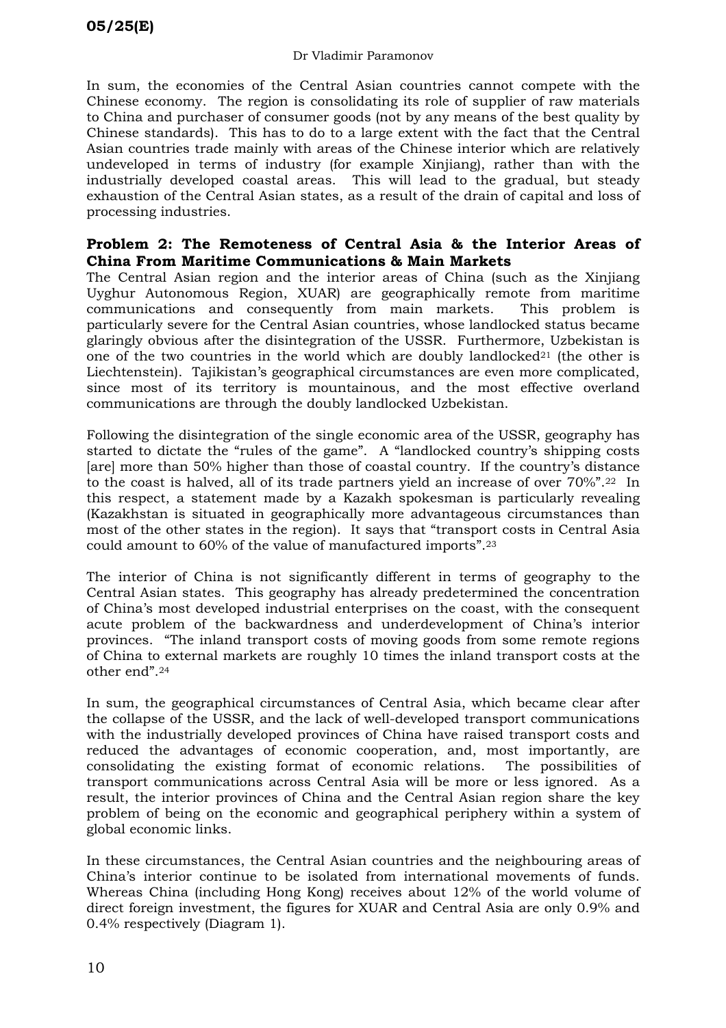In sum, the economies of the Central Asian countries cannot compete with the Chinese economy. The region is consolidating its role of supplier of raw materials to China and purchaser of consumer goods (not by any means of the best quality by Chinese standards). This has to do to a large extent with the fact that the Central Asian countries trade mainly with areas of the Chinese interior which are relatively undeveloped in terms of industry (for example Xinjiang), rather than with the industrially developed coastal areas. This will lead to the gradual, but steady exhaustion of the Central Asian states, as a result of the drain of capital and loss of processing industries.

### Problem 2: The Remoteness of Central Asia & the Interior Areas of China From Maritime Communications & Main Markets

The Central Asian region and the interior areas of China (such as the Xinjiang Uyghur Autonomous Region, XUAR) are geographically remote from maritime communications and consequently from main markets. This problem is particularly severe for the Central Asian countries, whose landlocked status became glaringly obvious after the disintegration of the USSR. Furthermore, Uzbekistan is one of the two countries in the world which are doubly landlocked[21] (the other is Liechtenstein). Tajikistan's geographical circumstances are even more complicated, since most of its territory is mountainous, and the most effective overland communications are through the doubly landlocked Uzbekistan.

Following the disintegration of the single economic area of the USSR, geography has started to dictate the "rules of the game". A "landlocked country's shipping costs [are] more than 50% higher than those of coastal country. If the country's distance to the coast is halved, all of its trade partners yield an increase of over 70%".[22] In this respect, a statement made by a Kazakh spokesman is particularly revealing (Kazakhstan is situated in geographically more advantageous circumstances than most of the other states in the region). It says that "transport costs in Central Asia could amount to 60% of the value of manufactured imports".[23]

The interior of China is not significantly different in terms of geography to the Central Asian states. This geography has already predetermined the concentration of China's most developed industrial enterprises on the coast, with the consequent acute problem of the backwardness and underdevelopment of China's interior provinces. "The inland transport costs of moving goods from some remote regions of China to external markets are roughly 10 times the inland transport costs at the other end".[24]

In sum, the geographical circumstances of Central Asia, which became clear after the collapse of the USSR, and the lack of well-developed transport communications with the industrially developed provinces of China have raised transport costs and reduced the advantages of economic cooperation, and, most importantly, are consolidating the existing format of economic relations. The possibilities of transport communications across Central Asia will be more or less ignored. As a result, the interior provinces of China and the Central Asian region share the key problem of being on the economic and geographical periphery within a system of global economic links.

In these circumstances, the Central Asian countries and the neighbouring areas of China's interior continue to be isolated from international movements of funds. Whereas China (including Hong Kong) receives about 12% of the world volume of direct foreign investment, the figures for XUAR and Central Asia are only 0.9% and 0.4% respectively (Diagram 1).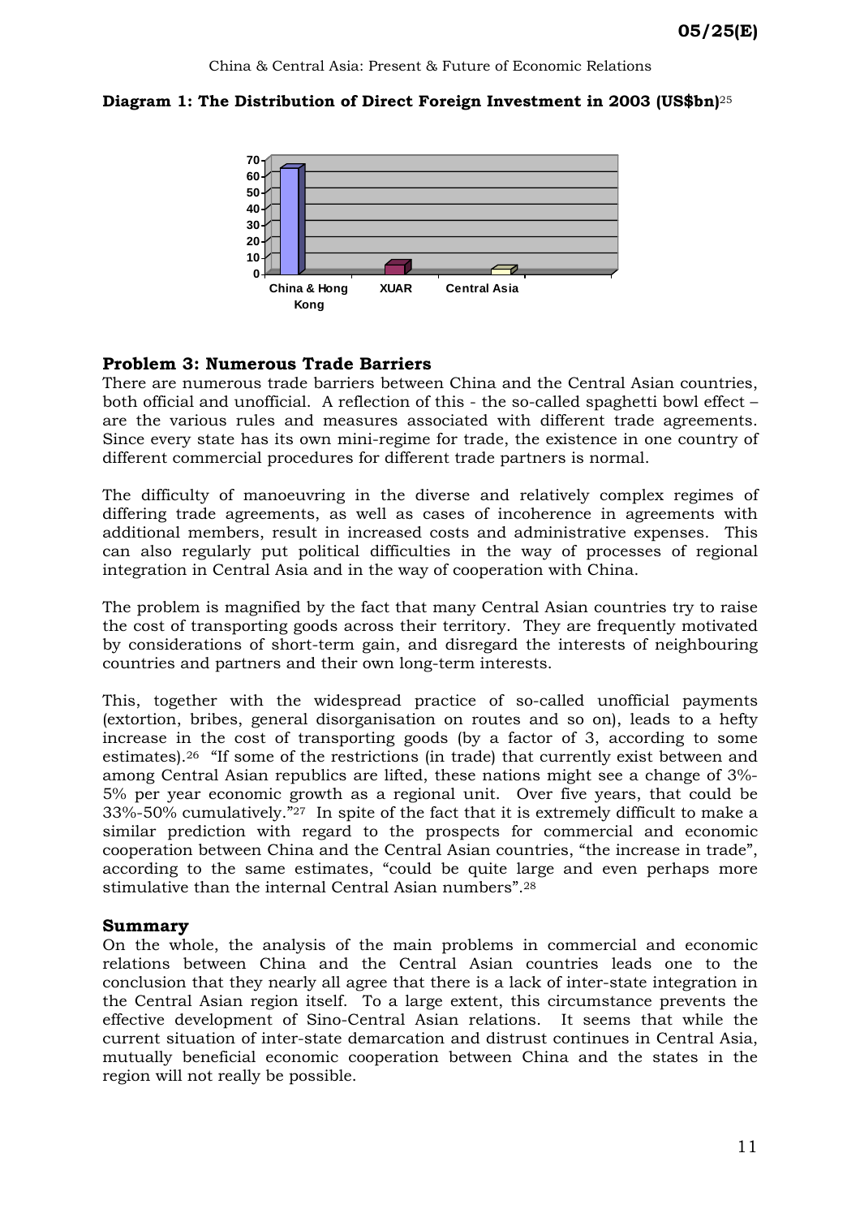**Diagram 1: The Distribution of Direct Foreign Investment in 2003 (US$bn)**[25]

### Problem 3: Numerous Trade Barriers

There are numerous trade barriers between China and the Central Asian countries, both official and unofficial. A reflection of this - the so-called spaghetti bowl effect – are the various rules and measures associated with different trade agreements. Since every state has its own mini-regime for trade, the existence in one country of different commercial procedures for different trade partners is normal.

The difficulty of manoeuvring in the diverse and relatively complex regimes of differing trade agreements, as well as cases of incoherence in agreements with additional members, result in increased costs and administrative expenses. This can also regularly put political difficulties in the way of processes of regional integration in Central Asia and in the way of cooperation with China.

The problem is magnified by the fact that many Central Asian countries try to raise the cost of transporting goods across their territory. They are frequently motivated by considerations of short-term gain, and disregard the interests of neighbouring countries and partners and their own long-term interests.

This, together with the widespread practice of so-called unofficial payments (extortion, bribes, general disorganisation on routes and so on), leads to a hefty increase in the cost of transporting goods (by a factor of 3, according to some estimates).[26] "If some of the restrictions (in trade) that currently exist between and among Central Asian republics are lifted, these nations might see a change of 3%-5% per year economic growth as a regional unit. Over five years, that could be 33%-50% cumulatively."[27] In spite of the fact that it is extremely difficult to make a similar prediction with regard to the prospects for commercial and economic cooperation between China and the Central Asian countries, "the increase in trade", according to the same estimates, "could be quite large and even perhaps more stimulative than the internal Central Asian numbers".[28]

### Summary

On the whole, the analysis of the main problems in commercial and economic relations between China and the Central Asian countries leads one to the conclusion that they nearly all agree that there is a lack of inter-state integration in the Central Asian region itself. To a large extent, this circumstance prevents the effective development of Sino-Central Asian relations. It seems that while the current situation of inter-state demarcation and distrust continues in Central Asia, mutually beneficial economic cooperation between China and the states in the region will not really be possible.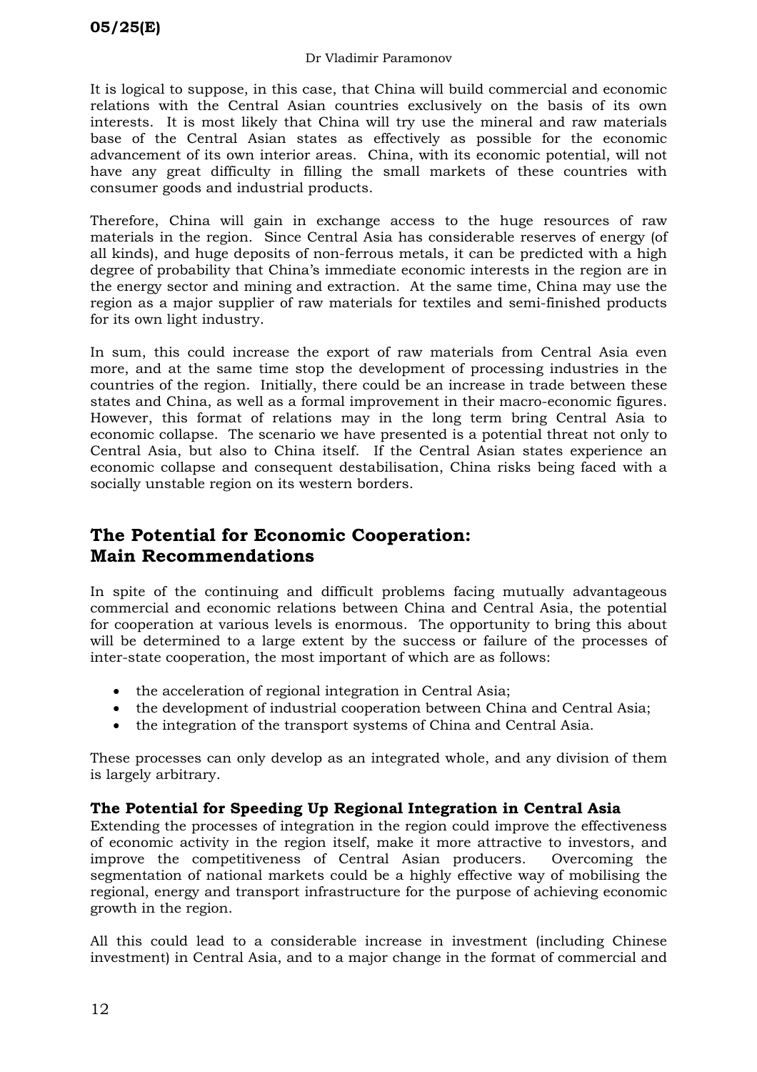It is logical to suppose, in this case, that China will build commercial and economic relations with the Central Asian countries exclusively on the basis of its own interests. It is most likely that China will try use the mineral and raw materials base of the Central Asian states as effectively as possible for the economic advancement of its own interior areas. China, with its economic potential, will not have any great difficulty in filling the small markets of these countries with consumer goods and industrial products.

Therefore, China will gain in exchange access to the huge resources of raw materials in the region. Since Central Asia has considerable reserves of energy (of all kinds), and huge deposits of non-ferrous metals, it can be predicted with a high degree of probability that China's immediate economic interests in the region are in the energy sector and mining and extraction. At the same time, China may use the region as a major supplier of raw materials for textiles and semi-finished products for its own light industry.

In sum, this could increase the export of raw materials from Central Asia even more, and at the same time stop the development of processing industries in the countries of the region. Initially, there could be an increase in trade between these states and China, as well as a formal improvement in their macro-economic figures. However, this format of relations may in the long term bring Central Asia to economic collapse. The scenario we have presented is a potential threat not only to Central Asia, but also to China itself. If the Central Asian states experience an economic collapse and consequent destabilisation, China risks being faced with a socially unstable region on its western borders.

## The Potential for Economic Cooperation: Main Recommendations

In spite of the continuing and difficult problems facing mutually advantageous commercial and economic relations between China and Central Asia, the potential for cooperation at various levels is enormous. The opportunity to bring this about will be determined to a large extent by the success or failure of the processes of inter-state cooperation, the most important of which are as follows:

- the acceleration of regional integration in Central Asia;
- the development of industrial cooperation between China and Central Asia;
- the integration of the transport systems of China and Central Asia.

These processes can only develop as an integrated whole, and any division of them is largely arbitrary.

### The Potential for Speeding Up Regional Integration in Central Asia

Extending the processes of integration in the region could improve the effectiveness of economic activity in the region itself, make it more attractive to investors, and improve the competitiveness of Central Asian producers. Overcoming the segmentation of national markets could be a highly effective way of mobilising the regional, energy and transport infrastructure for the purpose of achieving economic growth in the region.

All this could lead to a considerable increase in investment (including Chinese investment) in Central Asia, and to a major change in the format of commercial and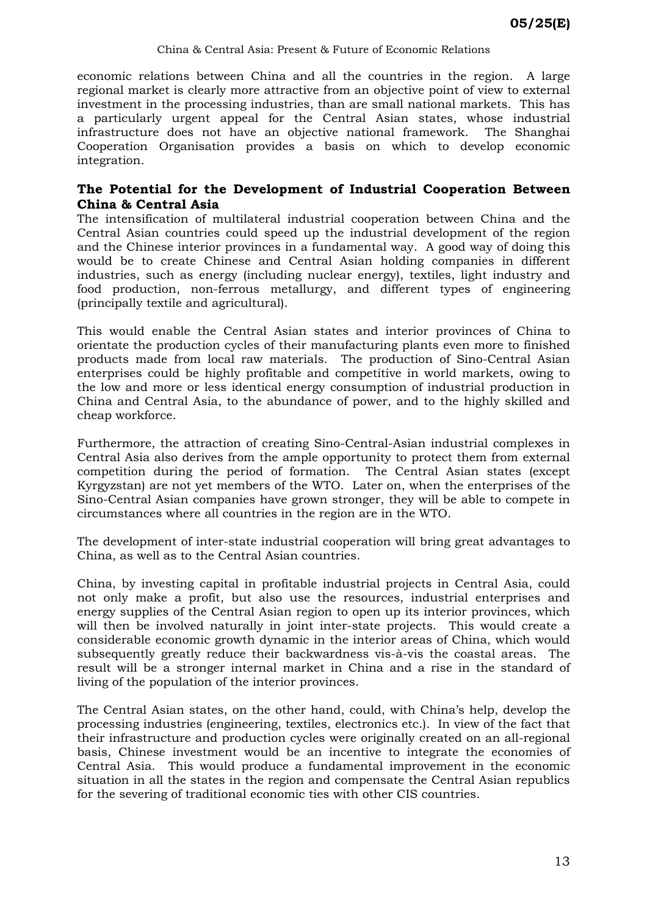economic relations between China and all the countries in the region. A large regional market is clearly more attractive from an objective point of view to external investment in the processing industries, than are small national markets. This has a particularly urgent appeal for the Central Asian states, whose industrial infrastructure does not have an objective national framework. The Shanghai Cooperation Organisation provides a basis on which to develop economic integration.

### The Potential for the Development of Industrial Cooperation Between China & Central Asia

The intensification of multilateral industrial cooperation between China and the Central Asian countries could speed up the industrial development of the region and the Chinese interior provinces in a fundamental way. A good way of doing this would be to create Chinese and Central Asian holding companies in different industries, such as energy (including nuclear energy), textiles, light industry and food production, non-ferrous metallurgy, and different types of engineering (principally textile and agricultural).

This would enable the Central Asian states and interior provinces of China to orientate the production cycles of their manufacturing plants even more to finished products made from local raw materials. The production of Sino-Central Asian enterprises could be highly profitable and competitive in world markets, owing to the low and more or less identical energy consumption of industrial production in China and Central Asia, to the abundance of power, and to the highly skilled and cheap workforce.

Furthermore, the attraction of creating Sino-Central-Asian industrial complexes in Central Asia also derives from the ample opportunity to protect them from external competition during the period of formation. The Central Asian states (except Kyrgyzstan) are not yet members of the WTO. Later on, when the enterprises of the Sino-Central Asian companies have grown stronger, they will be able to compete in circumstances where all countries in the region are in the WTO.

The development of inter-state industrial cooperation will bring great advantages to China, as well as to the Central Asian countries.

China, by investing capital in profitable industrial projects in Central Asia, could not only make a profit, but also use the resources, industrial enterprises and energy supplies of the Central Asian region to open up its interior provinces, which will then be involved naturally in joint inter-state projects. This would create a considerable economic growth dynamic in the interior areas of China, which would subsequently greatly reduce their backwardness vis-à-vis the coastal areas. The result will be a stronger internal market in China and a rise in the standard of living of the population of the interior provinces.

The Central Asian states, on the other hand, could, with China's help, develop the processing industries (engineering, textiles, electronics etc.). In view of the fact that their infrastructure and production cycles were originally created on an all-regional basis, Chinese investment would be an incentive to integrate the economies of Central Asia. This would produce a fundamental improvement in the economic situation in all the states in the region and compensate the Central Asian republics for the severing of traditional economic ties with other CIS countries.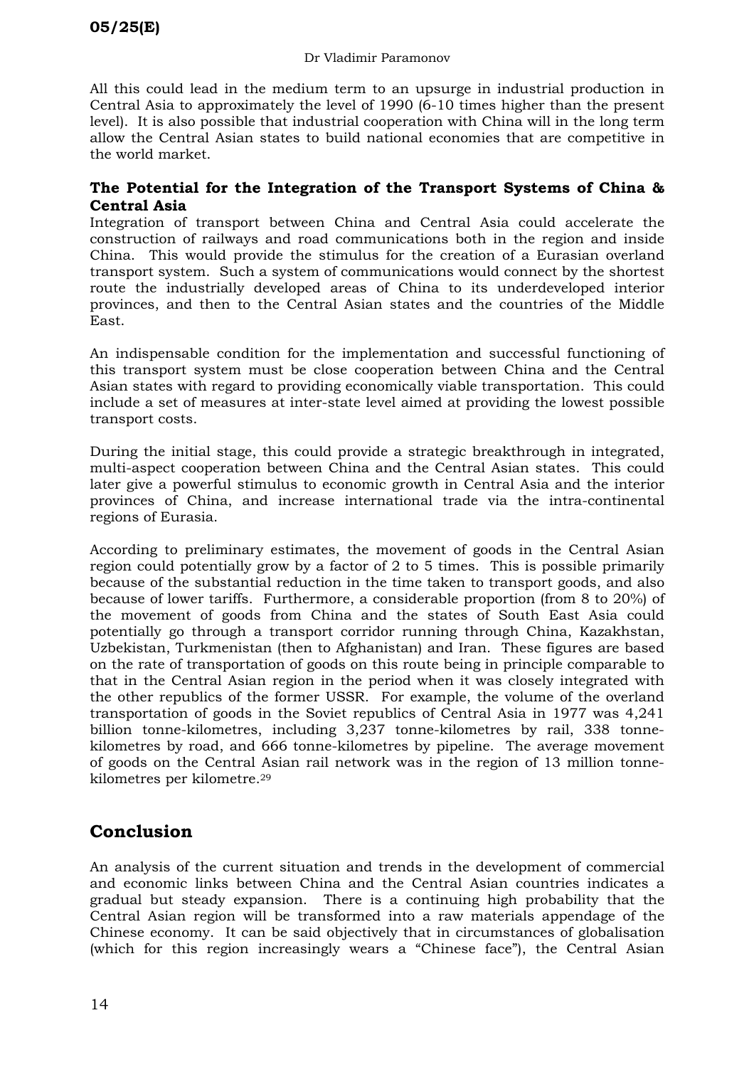All this could lead in the medium term to an upsurge in industrial production in Central Asia to approximately the level of 1990 (6-10 times higher than the present level). It is also possible that industrial cooperation with China will in the long term allow the Central Asian states to build national economies that are competitive in the world market.

### The Potential for the Integration of the Transport Systems of China & Central Asia

Integration of transport between China and Central Asia could accelerate the construction of railways and road communications both in the region and inside China. This would provide the stimulus for the creation of a Eurasian overland transport system. Such a system of communications would connect by the shortest route the industrially developed areas of China to its underdeveloped interior provinces, and then to the Central Asian states and the countries of the Middle East.

An indispensable condition for the implementation and successful functioning of this transport system must be close cooperation between China and the Central Asian states with regard to providing economically viable transportation. This could include a set of measures at inter-state level aimed at providing the lowest possible transport costs.

During the initial stage, this could provide a strategic breakthrough in integrated, multi-aspect cooperation between China and the Central Asian states. This could later give a powerful stimulus to economic growth in Central Asia and the interior provinces of China, and increase international trade via the intra-continental regions of Eurasia.

According to preliminary estimates, the movement of goods in the Central Asian region could potentially grow by a factor of 2 to 5 times. This is possible primarily because of the substantial reduction in the time taken to transport goods, and also because of lower tariffs. Furthermore, a considerable proportion (from 8 to 20%) of the movement of goods from China and the states of South East Asia could potentially go through a transport corridor running through China, Kazakhstan, Uzbekistan, Turkmenistan (then to Afghanistan) and Iran. These figures are based on the rate of transportation of goods on this route being in principle comparable to that in the Central Asian region in the period when it was closely integrated with the other republics of the former USSR. For example, the volume of the overland transportation of goods in the Soviet republics of Central Asia in 1977 was 4,241 billion tonne-kilometres, including 3,237 tonne-kilometres by rail, 338 tonne-kilometres by road, and 666 tonne-kilometres by pipeline. The average movement of goods on the Central Asian rail network was in the region of 13 million tonne-kilometres per kilometre.[29]

## Conclusion

An analysis of the current situation and trends in the development of commercial and economic links between China and the Central Asian countries indicates a gradual but steady expansion. There is a continuing high probability that the Central Asian region will be transformed into a raw materials appendage of the Chinese economy. It can be said objectively that in circumstances of globalisation (which for this region increasingly wears a "Chinese face"), the Central Asian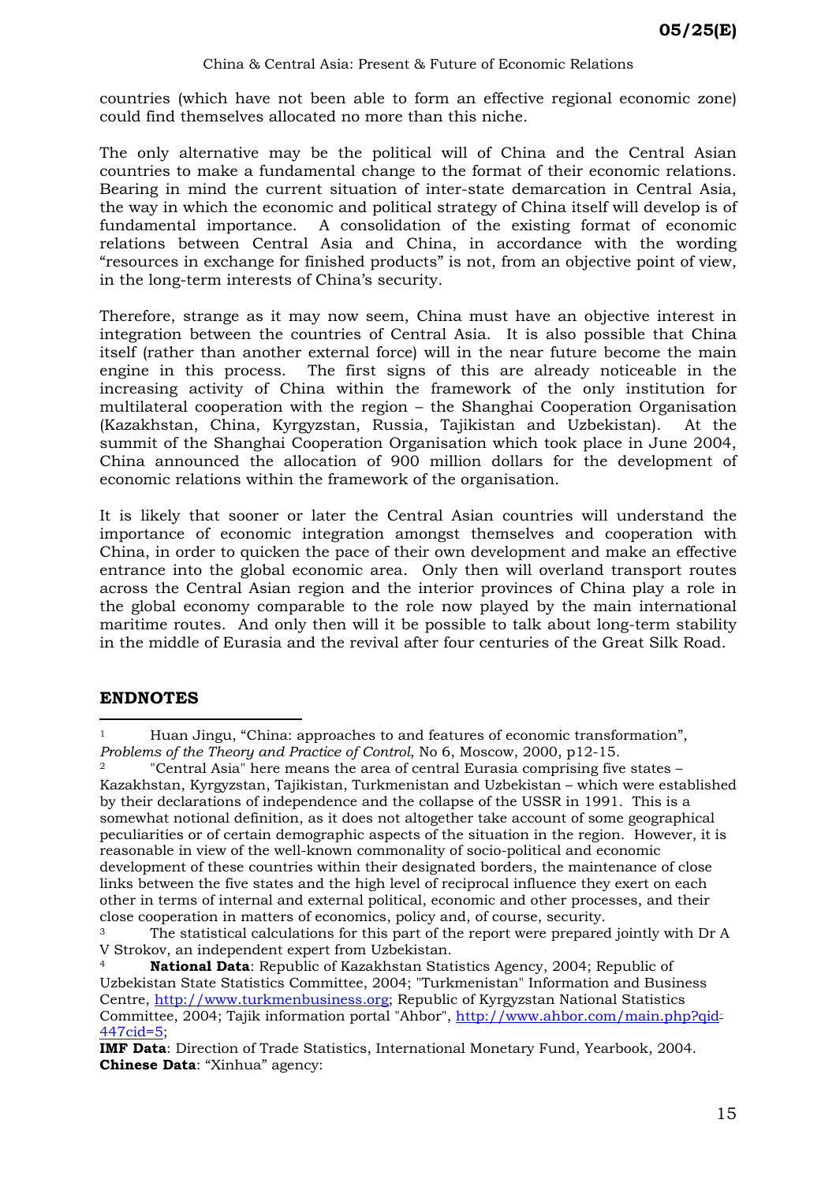countries (which have not been able to form an effective regional economic zone) could find themselves allocated no more than this niche.

The only alternative may be the political will of China and the Central Asian countries to make a fundamental change to the format of their economic relations. Bearing in mind the current situation of inter-state demarcation in Central Asia, the way in which the economic and political strategy of China itself will develop is of fundamental importance. A consolidation of the existing format of economic relations between Central Asia and China, in accordance with the wording "resources in exchange for finished products" is not, from an objective point of view, in the long-term interests of China's security.

Therefore, strange as it may now seem, China must have an objective interest in integration between the countries of Central Asia. It is also possible that China itself (rather than another external force) will in the near future become the main engine in this process. The first signs of this are already noticeable in the increasing activity of China within the framework of the only institution for multilateral cooperation with the region – the Shanghai Cooperation Organisation (Kazakhstan, China, Kyrgyzstan, Russia, Tajikistan and Uzbekistan). At the summit of the Shanghai Cooperation Organisation which took place in June 2004, China announced the allocation of 900 million dollars for the development of economic relations within the framework of the organisation.

It is likely that sooner or later the Central Asian countries will understand the importance of economic integration amongst themselves and cooperation with China, in order to quicken the pace of their own development and make an effective entrance into the global economic area. Only then will overland transport routes across the Central Asian region and the interior provinces of China play a role in the global economy comparable to the role now played by the main international maritime routes. And only then will it be possible to talk about long-term stability in the middle of Eurasia and the revival after four centuries of the Great Silk Road.

## ENDNOTES

[1] Huan Jingu, "China: approaches to and features of economic transformation", *Problems of the Theory and Practice of Control*, No 6, Moscow, 2000, p12-15.

[2] "Central Asia" here means the area of central Eurasia comprising five states – Kazakhstan, Kyrgyzstan, Tajikistan, Turkmenistan and Uzbekistan – which were established by their declarations of independence and the collapse of the USSR in 1991. This is a somewhat notional definition, as it does not altogether take account of some geographical peculiarities or of certain demographic aspects of the situation in the region. However, it is reasonable in view of the well-known commonality of socio-political and economic development of these countries within their designated borders, the maintenance of close links between the five states and the high level of reciprocal influence they exert on each other in terms of internal and external political, economic and other processes, and their close cooperation in matters of economics, policy and, of course, security.

[3] The statistical calculations for this part of the report were prepared jointly with Dr A V Strokov, an independent expert from Uzbekistan.

[4] **National Data**: Republic of Kazakhstan Statistics Agency, 2004; Republic of Uzbekistan State Statistics Committee, 2004; "Turkmenistan" Information and Business Centre, http://www.turkmenbusiness.org; Republic of Kyrgyzstan National Statistics Committee, 2004; Tajik information portal "Ahbor", http://www.ahbor.com/main.php?qid=447cid=5;

**IMF Data**: Direction of Trade Statistics, International Monetary Fund, Yearbook, 2004.
**Chinese Data**: "Xinhua" agency: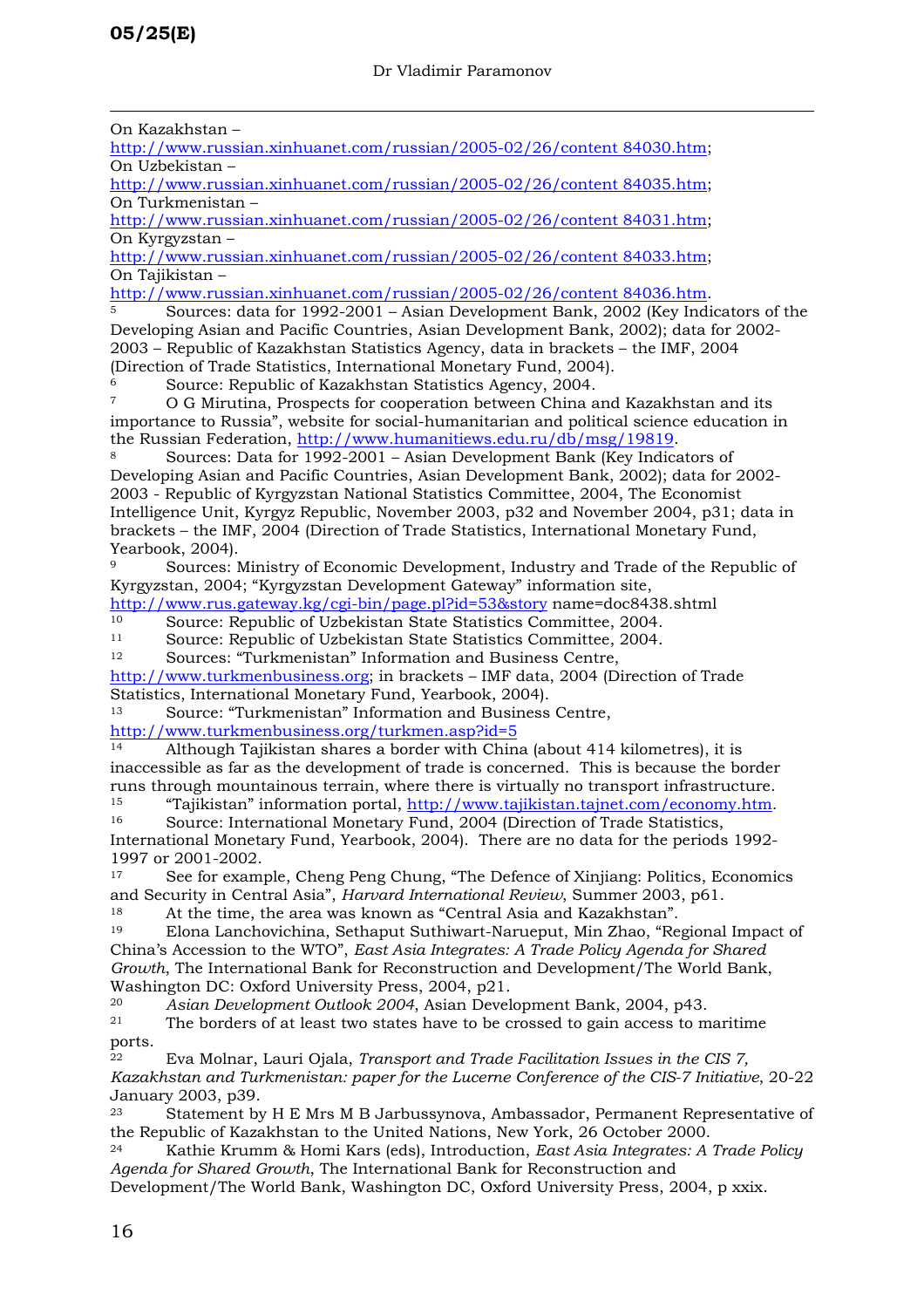On Kazakhstan –
http://www.russian.xinhuanet.com/russian/2005-02/26/content 84030.htm;
On Uzbekistan –
http://www.russian.xinhuanet.com/russian/2005-02/26/content 84035.htm;
On Turkmenistan –
http://www.russian.xinhuanet.com/russian/2005-02/26/content 84031.htm;
On Kyrgyzstan –
http://www.russian.xinhuanet.com/russian/2005-02/26/content 84033.htm;
On Tajikistan –
http://www.russian.xinhuanet.com/russian/2005-02/26/content 84036.htm.

[5] Sources: data for 1992-2001 – Asian Development Bank, 2002 (Key Indicators of the Developing Asian and Pacific Countries, Asian Development Bank, 2002); data for 2002-2003 – Republic of Kazakhstan Statistics Agency, data in brackets – the IMF, 2004 (Direction of Trade Statistics, International Monetary Fund, 2004).

[6] Source: Republic of Kazakhstan Statistics Agency, 2004.

[7] O G Mirutina, Prospects for cooperation between China and Kazakhstan and its importance to Russia", website for social-humanitarian and political science education in the Russian Federation, http://www.humanitiews.edu.ru/db/msg/19819.

[8] Sources: Data for 1992-2001 – Asian Development Bank (Key Indicators of Developing Asian and Pacific Countries, Asian Development Bank, 2002); data for 2002-2003 - Republic of Kyrgyzstan National Statistics Committee, 2004, The Economist Intelligence Unit, Kyrgyz Republic, November 2003, p32 and November 2004, p31; data in brackets – the IMF, 2004 (Direction of Trade Statistics, International Monetary Fund, Yearbook, 2004).

[9] Sources: Ministry of Economic Development, Industry and Trade of the Republic of Kyrgyzstan, 2004; "Kyrgyzstan Development Gateway" information site, http://www.rus.gateway.kg/cgi-bin/page.pl?id=53&story name=doc8438.shtml

[10] Source: Republic of Uzbekistan State Statistics Committee, 2004.

[11] Source: Republic of Uzbekistan State Statistics Committee, 2004.

[12] Sources: "Turkmenistan" Information and Business Centre, http://www.turkmenbusiness.org; in brackets – IMF data, 2004 (Direction of Trade Statistics, International Monetary Fund, Yearbook, 2004).

[13] Source: "Turkmenistan" Information and Business Centre, http://www.turkmenbusiness.org/turkmen.asp?id=5

[14] Although Tajikistan shares a border with China (about 414 kilometres), it is inaccessible as far as the development of trade is concerned. This is because the border runs through mountainous terrain, where there is virtually no transport infrastructure.

[15] "Tajikistan" information portal, http://www.tajikistan.tajnet.com/economy.htm.

[16] Source: International Monetary Fund, 2004 (Direction of Trade Statistics, International Monetary Fund, Yearbook, 2004). There are no data for the periods 1992-1997 or 2001-2002.

[17] See for example, Cheng Peng Chung, "The Defence of Xinjiang: Politics, Economics and Security in Central Asia", *Harvard International Review*, Summer 2003, p61.

[18] At the time, the area was known as "Central Asia and Kazakhstan".

[19] Elona Lanchovichina, Sethaput Suthiwart-Narueput, Min Zhao, "Regional Impact of China's Accession to the WTO", *East Asia Integrates: A Trade Policy Agenda for Shared Growth*, The International Bank for Reconstruction and Development/The World Bank, Washington DC: Oxford University Press, 2004, p21.

[20] *Asian Development Outlook 2004*, Asian Development Bank, 2004, p43.

[21] The borders of at least two states have to be crossed to gain access to maritime ports.

[22] Eva Molnar, Lauri Ojala, *Transport and Trade Facilitation Issues in the CIS 7, Kazakhstan and Turkmenistan: paper for the Lucerne Conference of the CIS-7 Initiative*, 20-22 January 2003, p39.

[23] Statement by H E Mrs M B Jarbussynova, Ambassador, Permanent Representative of the Republic of Kazakhstan to the United Nations, New York, 26 October 2000.

[24] Kathie Krumm & Homi Kars (eds), Introduction, *East Asia Integrates: A Trade Policy Agenda for Shared Growth*, The International Bank for Reconstruction and Development/The World Bank, Washington DC, Oxford University Press, 2004, p xxix.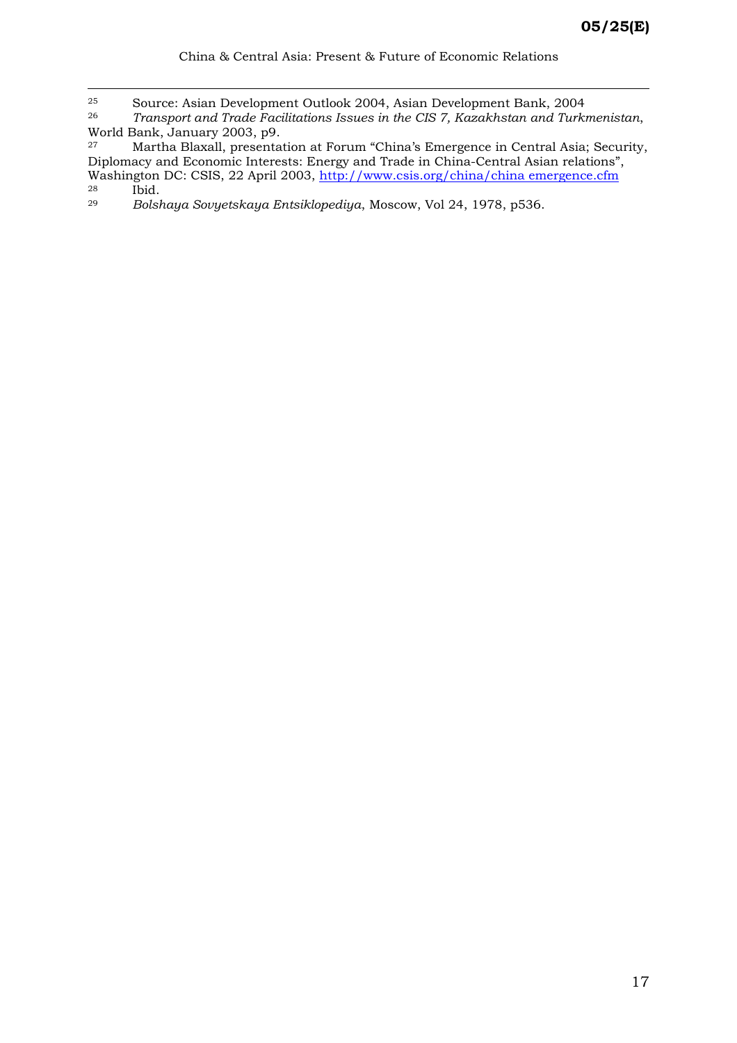[25] Source: Asian Development Outlook 2004, Asian Development Bank, 2004

[26] *Transport and Trade Facilitations Issues in the CIS 7, Kazakhstan and Turkmenistan*, World Bank, January 2003, p9.

[27] Martha Blaxall, presentation at Forum "China's Emergence in Central Asia; Security, Diplomacy and Economic Interests: Energy and Trade in China-Central Asian relations", Washington DC: CSIS, 22 April 2003, http://www.csis.org/china/china emergence.cfm

[28] Ibid.

[29] *Bolshaya Sovyetskaya Entsiklopediya*, Moscow, Vol 24, 1978, p536.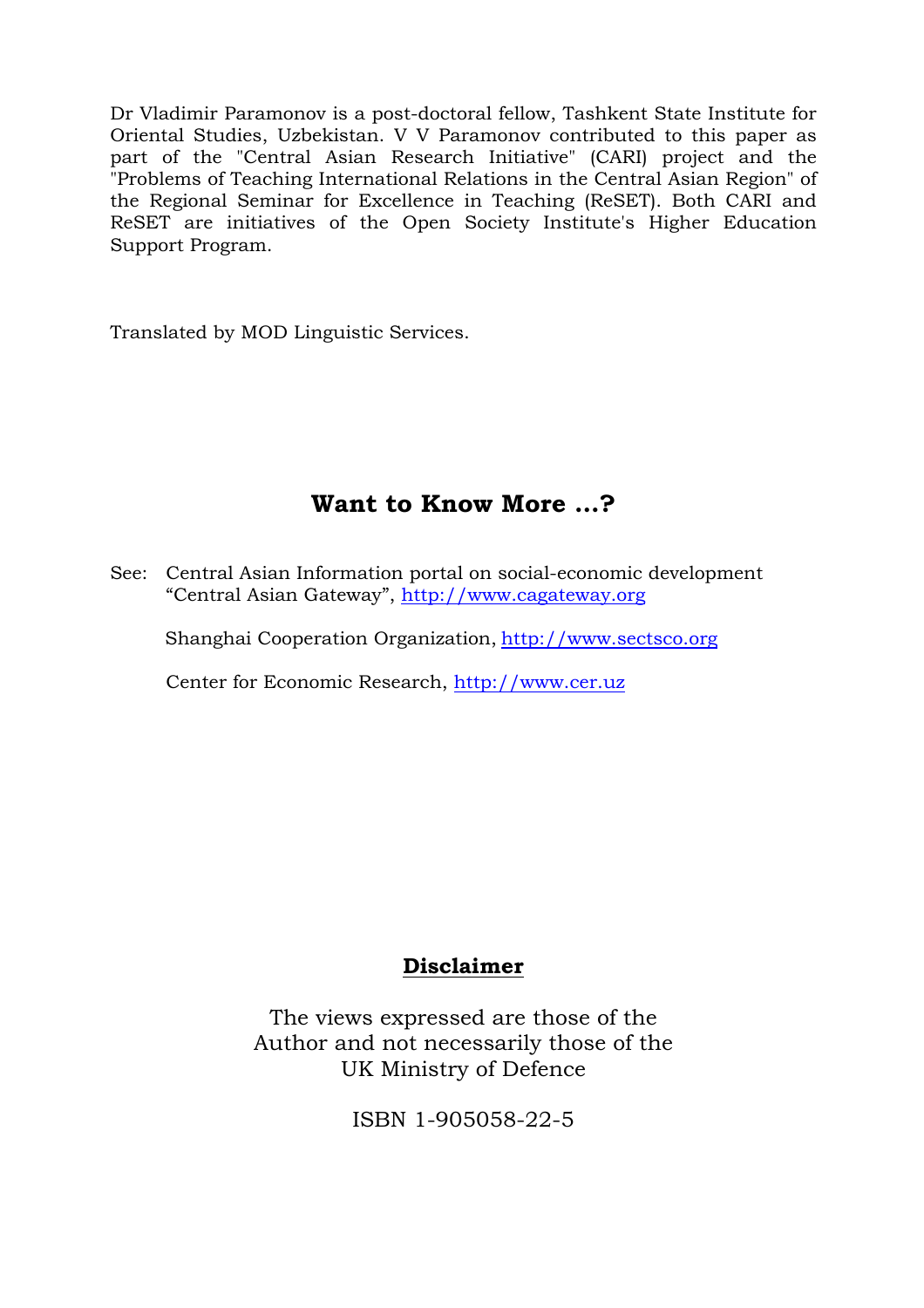Dr Vladimir Paramonov is a post-doctoral fellow, Tashkent State Institute for Oriental Studies, Uzbekistan. V V Paramonov contributed to this paper as part of the "Central Asian Research Initiative" (CARI) project and the "Problems of Teaching International Relations in the Central Asian Region" of the Regional Seminar for Excellence in Teaching (ReSET). Both CARI and ReSET are initiatives of the Open Society Institute's Higher Education Support Program.

Translated by MOD Linguistic Services.

## Want to Know More ...?

See: Central Asian Information portal on social-economic development "Central Asian Gateway", http://www.cagateway.org

Shanghai Cooperation Organization, http://www.sectsco.org

Center for Economic Research, http://www.cer.uz

## Disclaimer

The views expressed are those of the Author and not necessarily those of the UK Ministry of Defence

ISBN 1-905058-22-5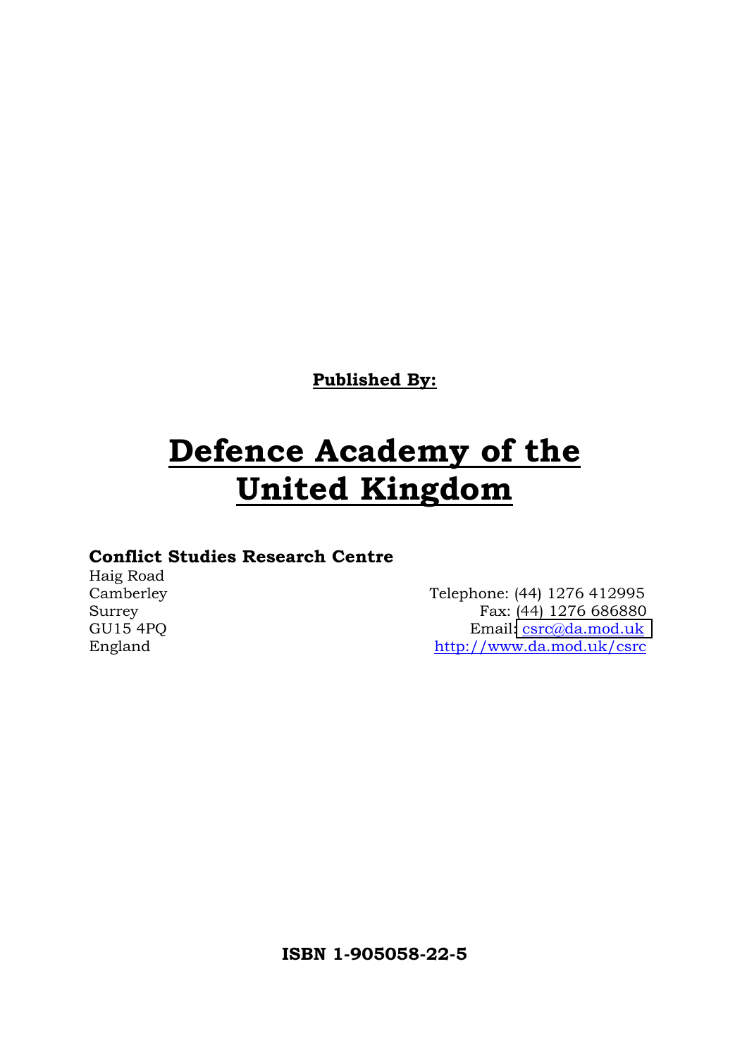**Published By:**

# Defence Academy of the United Kingdom

**Conflict Studies Research Centre**

Haig Road
Camberley
Surrey
GU15 4PQ
England

Telephone: (44) 1276 412995
Fax: (44) 1276 686880
Email: csrc@da.mod.uk
http://www.da.mod.uk/csrc

**ISBN 1-905058-22-5**